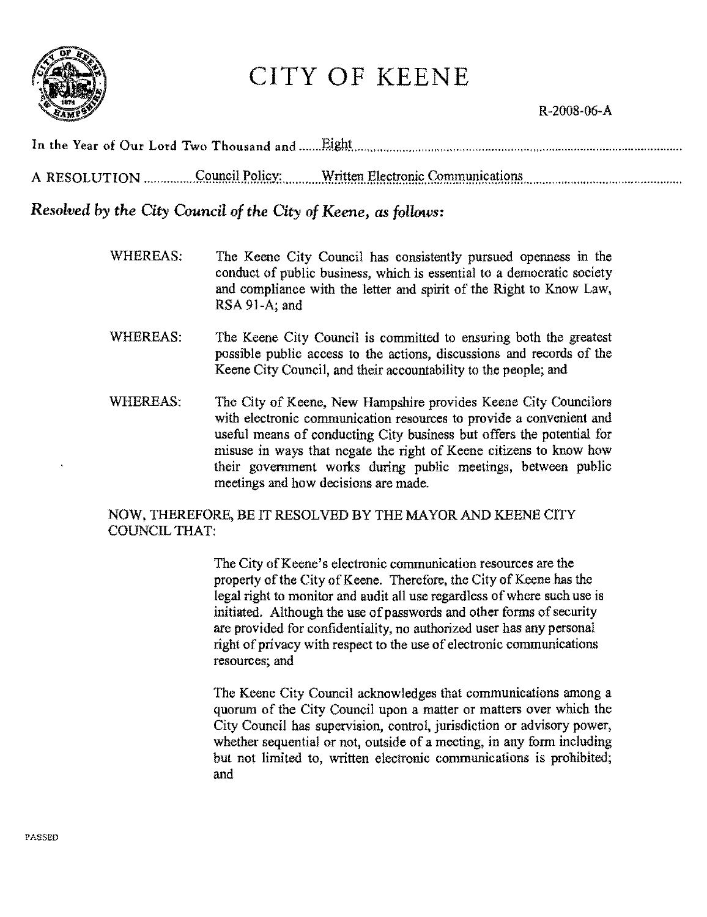# CITY OF KEENE

R-2008-06-A

In the Year of Our Lord Two Thousand and Eight

A RESOLUTION Council Policy: Written Electronic Communications

***Resolved by the City Council of the City of Keene, as follows:***

WHEREAS: The Keene City Council has consistently pursued openness in the conduct of public business, which is essential to a democratic society and compliance with the letter and spirit of the Right to Know Law, RSA 91-A; and

WHEREAS: The Keene City Council is committed to ensuring both the greatest possible public access to the actions, discussions and records of the Keene City Council, and their accountability to the people; and

WHEREAS: The City of Keene, New Hampshire provides Keene City Councilors with electronic communication resources to provide a convenient and useful means of conducting City business but offers the potential for misuse in ways that negate the right of Keene citizens to know how their government works during public meetings, between public meetings and how decisions are made.

NOW, THEREFORE, BE IT RESOLVED BY THE MAYOR AND KEENE CITY COUNCIL THAT:

The City of Keene's electronic communication resources are the property of the City of Keene. Therefore, the City of Keene has the legal right to monitor and audit all use regardless of where such use is initiated. Although the use of passwords and other forms of security are provided for confidentiality, no authorized user has any personal right of privacy with respect to the use of electronic communications resources; and

The Keene City Council acknowledges that communications among a quorum of the City Council upon a matter or matters over which the City Council has supervision, control, jurisdiction or advisory power, whether sequential or not, outside of a meeting, in any form including but not limited to, written electronic communications is prohibited; and

PASSED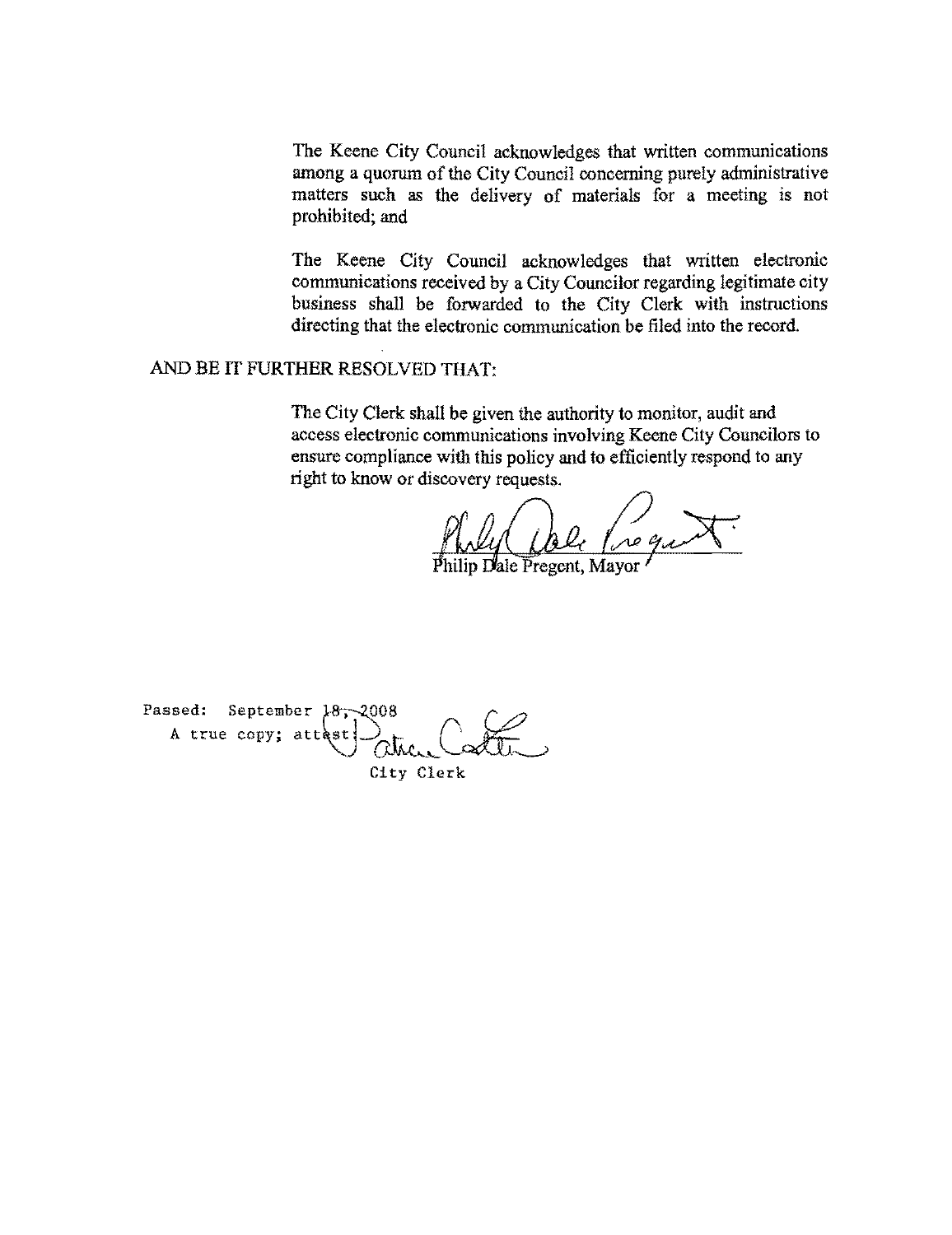The Keene City Council acknowledges that written communications among a quorum of the City Council concerning purely administrative matters such as the delivery of materials for a meeting is not prohibited; and

The Keene City Council acknowledges that written electronic communications received by a City Councilor regarding legitimate city business shall be forwarded to the City Clerk with instructions directing that the electronic communication be filed into the record.

AND BE IT FURTHER RESOLVED THAT:

The City Clerk shall be given the authority to monitor, audit and access electronic communications involving Keene City Councilors to ensure compliance with this policy and to efficiently respond to any right to know or discovery requests.

Philip Dale Pregent, Mayor

Passed: September 18, 2008
A true copy; attest:
City Clerk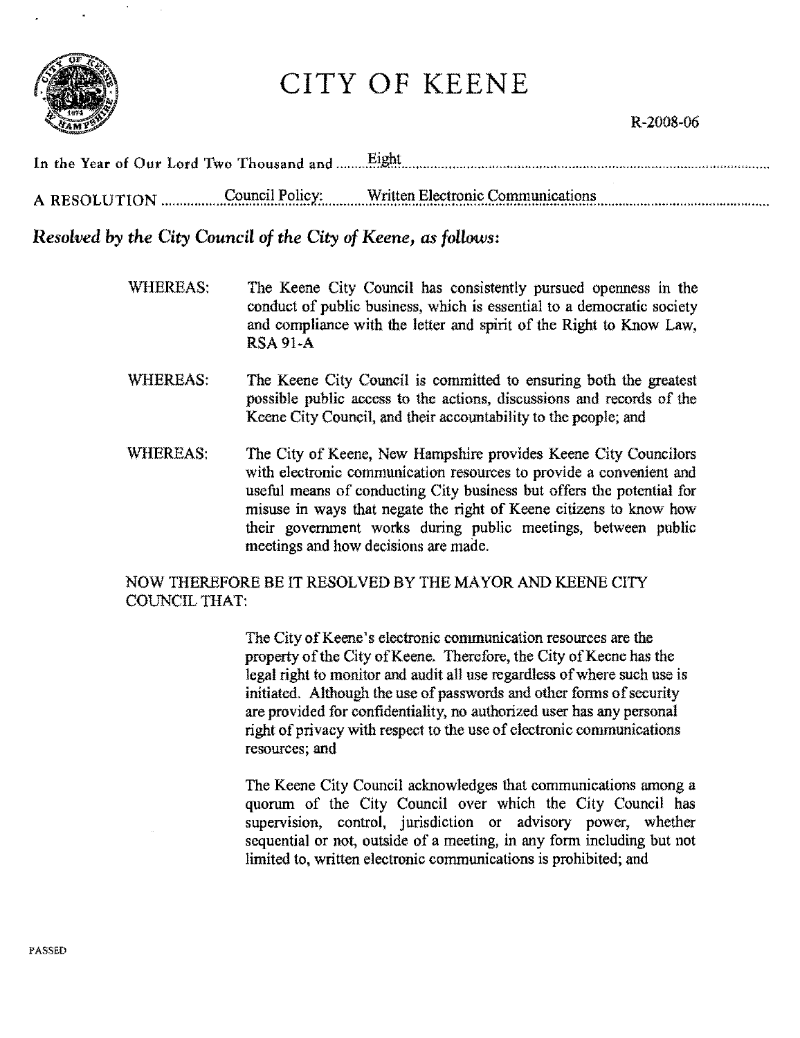# CITY OF KEENE

R-2008-06

In the Year of Our Lord Two Thousand and Eight

A RESOLUTION Council Policy: Written Electronic Communications

***Resolved by the City Council of the City of Keene, as follows:***

WHEREAS: The Keene City Council has consistently pursued openness in the conduct of public business, which is essential to a democratic society and compliance with the letter and spirit of the Right to Know Law, RSA 91-A

WHEREAS: The Keene City Council is committed to ensuring both the greatest possible public access to the actions, discussions and records of the Keene City Council, and their accountability to the people; and

WHEREAS: The City of Keene, New Hampshire provides Keene City Councilors with electronic communication resources to provide a convenient and useful means of conducting City business but offers the potential for misuse in ways that negate the right of Keene citizens to know how their government works during public meetings, between public meetings and how decisions are made.

NOW THEREFORE BE IT RESOLVED BY THE MAYOR AND KEENE CITY COUNCIL THAT:

The City of Keene's electronic communication resources are the property of the City of Keene. Therefore, the City of Keene has the legal right to monitor and audit all use regardless of where such use is initiated. Although the use of passwords and other forms of security are provided for confidentiality, no authorized user has any personal right of privacy with respect to the use of electronic communications resources; and

The Keene City Council acknowledges that communications among a quorum of the City Council over which the City Council has supervision, control, jurisdiction or advisory power, whether sequential or not, outside of a meeting, in any form including but not limited to, written electronic communications is prohibited; and

PASSED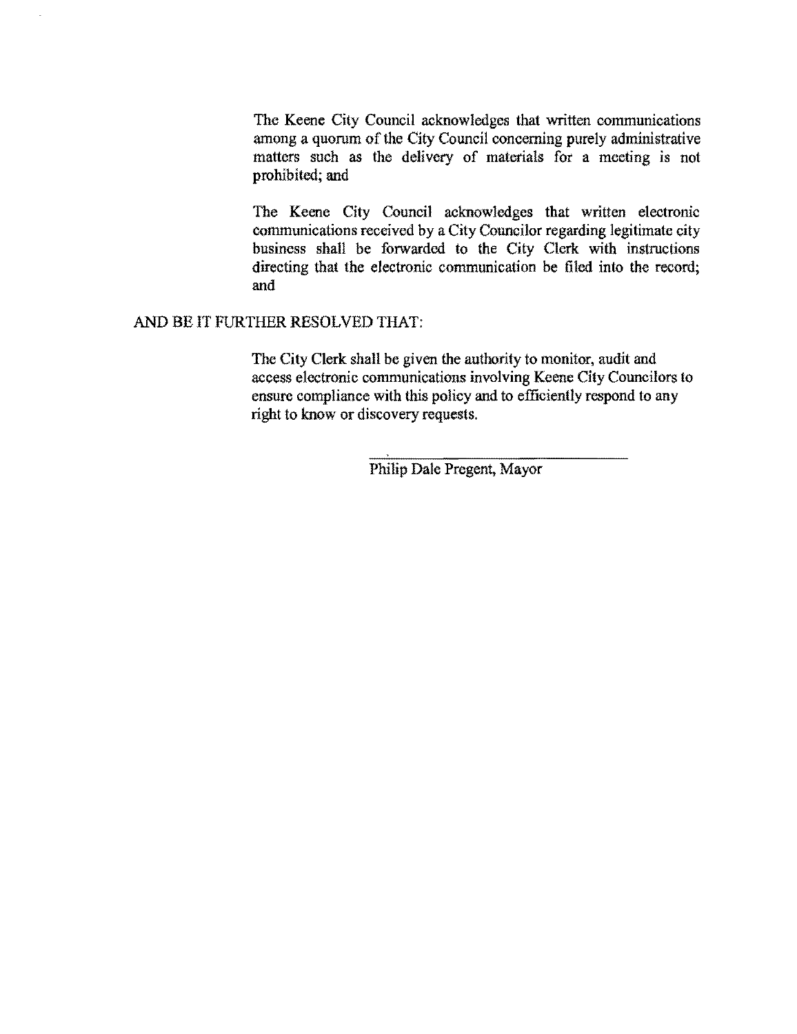The Keene City Council acknowledges that written communications among a quorum of the City Council concerning purely administrative matters such as the delivery of materials for a meeting is not prohibited; and

The Keene City Council acknowledges that written electronic communications received by a City Councilor regarding legitimate city business shall be forwarded to the City Clerk with instructions directing that the electronic communication be filed into the record; and

AND BE IT FURTHER RESOLVED THAT:

The City Clerk shall be given the authority to monitor, audit and access electronic communications involving Keene City Councilors to ensure compliance with this policy and to efficiently respond to any right to know or discovery requests.

\_\_\_\_\_\_\_\_\_\_\_\_\_\_\_\_\_\_\_\_\_\_\_\_\_\_\_\_

Philip Dale Pregent, Mayor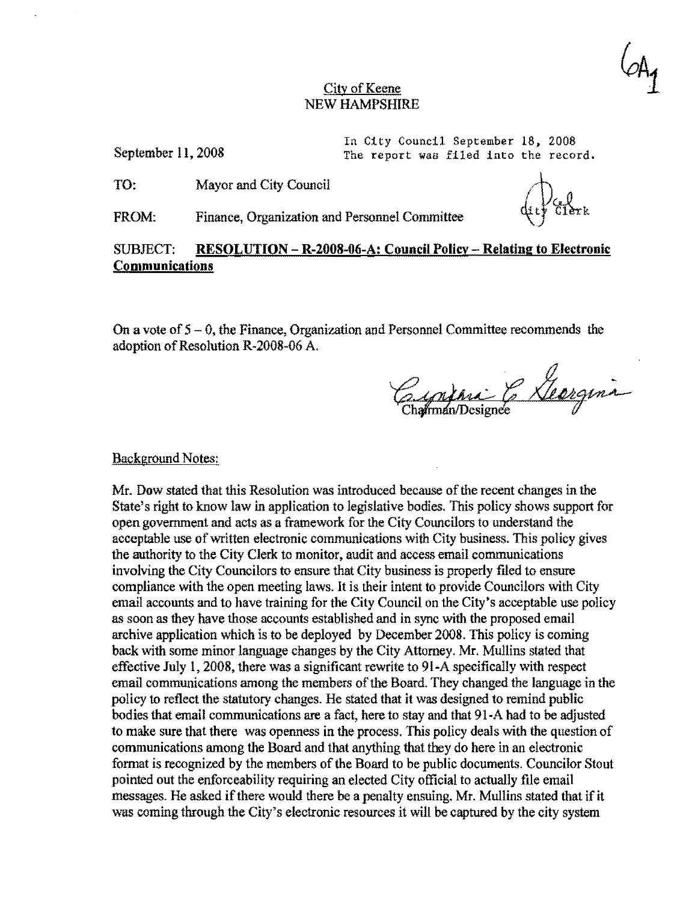6A1

City of Keene
NEW HAMPSHIRE

September 11, 2008

In City Council September 18, 2008
The report was filed into the record.

City Clerk

TO: Mayor and City Council

FROM: Finance, Organization and Personnel Committee

SUBJECT: **RESOLUTION – R-2008-06-A: Council Policy – Relating to Electronic Communications**

On a vote of 5 – 0, the Finance, Organization and Personnel Committee recommends the adoption of Resolution R-2008-06 A.

Cynthia C. Georgina
Chairman/Designee

Background Notes:

Mr. Dow stated that this Resolution was introduced because of the recent changes in the State's right to know law in application to legislative bodies. This policy shows support for open government and acts as a framework for the City Councilors to understand the acceptable use of written electronic communications with City business. This policy gives the authority to the City Clerk to monitor, audit and access email communications involving the City Councilors to ensure that City business is properly filed to ensure compliance with the open meeting laws. It is their intent to provide Councilors with City email accounts and to have training for the City Council on the City's acceptable use policy as soon as they have those accounts established and in sync with the proposed email archive application which is to be deployed by December 2008. This policy is coming back with some minor language changes by the City Attorney. Mr. Mullins stated that effective July 1, 2008, there was a significant rewrite to 91-A specifically with respect email communications among the members of the Board. They changed the language in the policy to reflect the statutory changes. He stated that it was designed to remind public bodies that email communications are a fact, here to stay and that 91-A had to be adjusted to make sure that there was openness in the process. This policy deals with the question of communications among the Board and that anything that they do here in an electronic format is recognized by the members of the Board to be public documents. Councilor Stout pointed out the enforceability requiring an elected City official to actually file email messages. He asked if there would there be a penalty ensuing. Mr. Mullins stated that if it was coming through the City's electronic resources it will be captured by the city system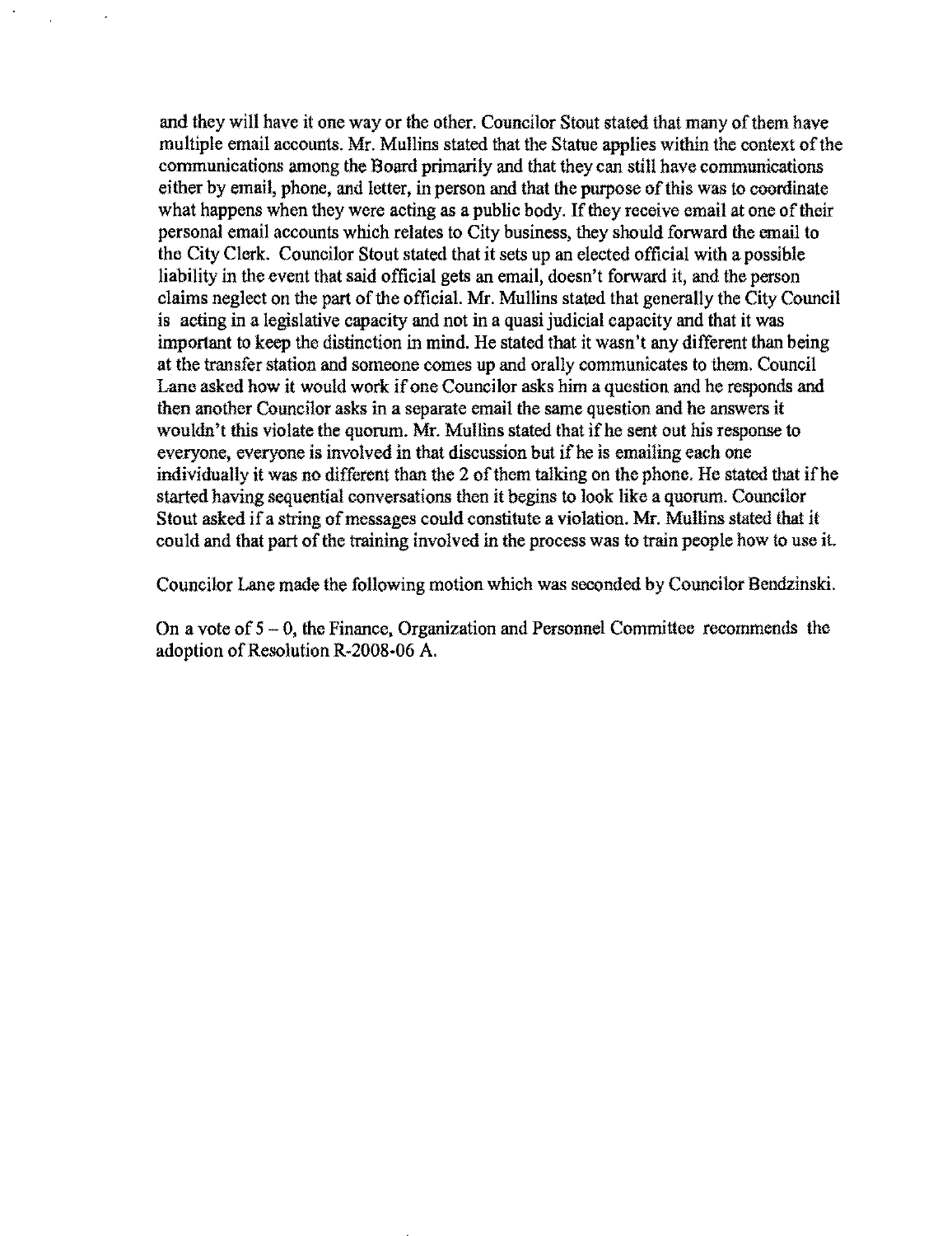and they will have it one way or the other. Councilor Stout stated that many of them have multiple email accounts. Mr. Mullins stated that the Statue applies within the context of the communications among the Board primarily and that they can still have communications either by email, phone, and letter, in person and that the purpose of this was to coordinate what happens when they were acting as a public body. If they receive email at one of their personal email accounts which relates to City business, they should forward the email to the City Clerk. Councilor Stout stated that it sets up an elected official with a possible liability in the event that said official gets an email, doesn't forward it, and the person claims neglect on the part of the official. Mr. Mullins stated that generally the City Council is acting in a legislative capacity and not in a quasi judicial capacity and that it was important to keep the distinction in mind. He stated that it wasn't any different than being at the transfer station and someone comes up and orally communicates to them. Council Lane asked how it would work if one Councilor asks him a question and he responds and then another Councilor asks in a separate email the same question and he answers it wouldn't this violate the quorum. Mr. Mullins stated that if he sent out his response to everyone, everyone is involved in that discussion but if he is emailing each one individually it was no different than the 2 of them talking on the phone. He stated that if he started having sequential conversations then it begins to look like a quorum. Councilor Stout asked if a string of messages could constitute a violation. Mr. Mullins stated that it could and that part of the training involved in the process was to train people how to use it.

Councilor Lane made the following motion which was seconded by Councilor Bendzinski.

On a vote of 5 – 0, the Finance, Organization and Personnel Committee recommends the adoption of Resolution R-2008-06 A.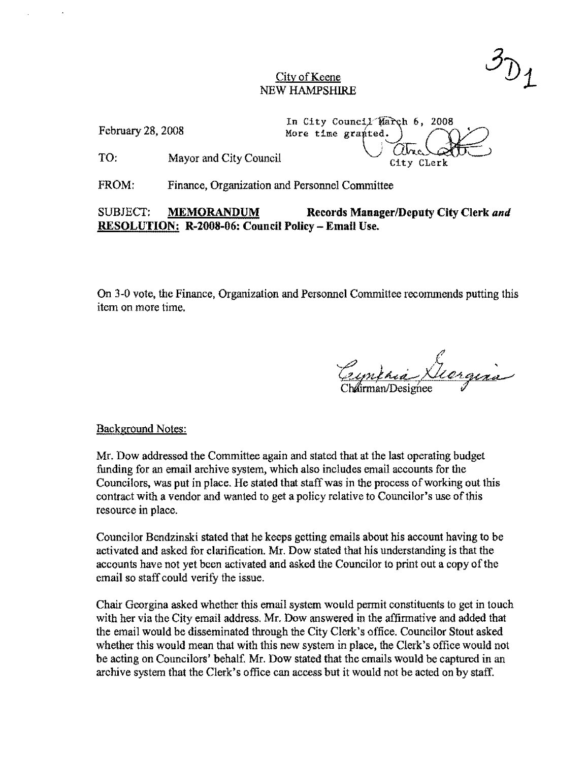3D1

City of Keene
NEW HAMPSHIRE

February 28, 2008

In City Council March 6, 2008
More time granted.
City Clerk

TO: Mayor and City Council

FROM: Finance, Organization and Personnel Committee

SUBJECT: **MEMORANDUM** **Records Manager/Deputy City Clerk *and***
**RESOLUTION: R-2008-06: Council Policy – Email Use.**

On 3-0 vote, the Finance, Organization and Personnel Committee recommends putting this item on more time.

Cynthia Georgina
Chairman/Designee

Background Notes:

Mr. Dow addressed the Committee again and stated that at the last operating budget funding for an email archive system, which also includes email accounts for the Councilors, was put in place. He stated that staff was in the process of working out this contract with a vendor and wanted to get a policy relative to Councilor's use of this resource in place.

Councilor Bendzinski stated that he keeps getting emails about his account having to be activated and asked for clarification. Mr. Dow stated that his understanding is that the accounts have not yet been activated and asked the Councilor to print out a copy of the email so staff could verify the issue.

Chair Georgina asked whether this email system would permit constituents to get in touch with her via the City email address. Mr. Dow answered in the affirmative and added that the email would be disseminated through the City Clerk's office. Councilor Stout asked whether this would mean that with this new system in place, the Clerk's office would not be acting on Councilors' behalf. Mr. Dow stated that the emails would be captured in an archive system that the Clerk's office can access but it would not be acted on by staff.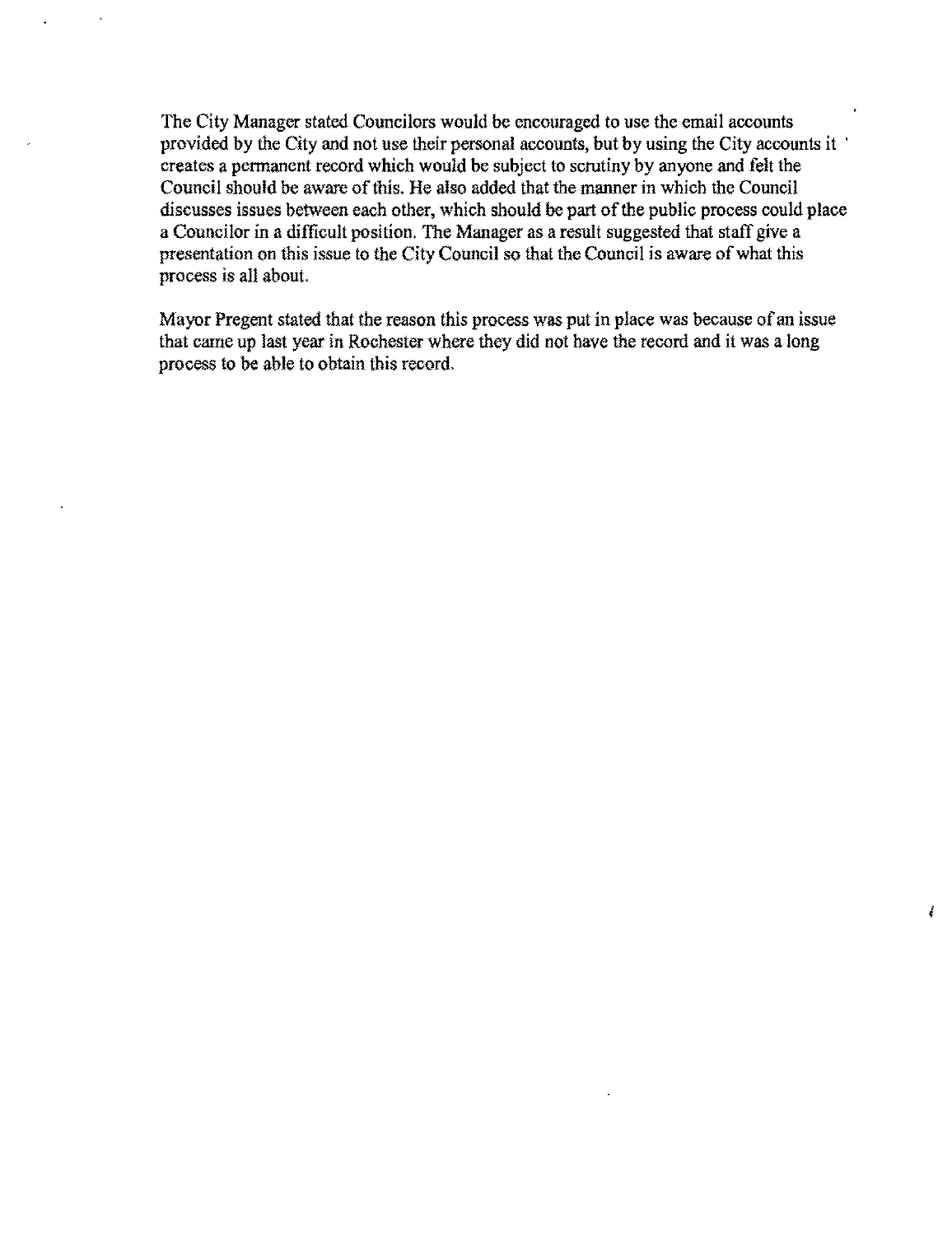The City Manager stated Councilors would be encouraged to use the email accounts provided by the City and not use their personal accounts, but by using the City accounts it creates a permanent record which would be subject to scrutiny by anyone and felt the Council should be aware of this. He also added that the manner in which the Council discusses issues between each other, which should be part of the public process could place a Councilor in a difficult position. The Manager as a result suggested that staff give a presentation on this issue to the City Council so that the Council is aware of what this process is all about.

Mayor Pregent stated that the reason this process was put in place was because of an issue that came up last year in Rochester where they did not have the record and it was a long process to be able to obtain this record.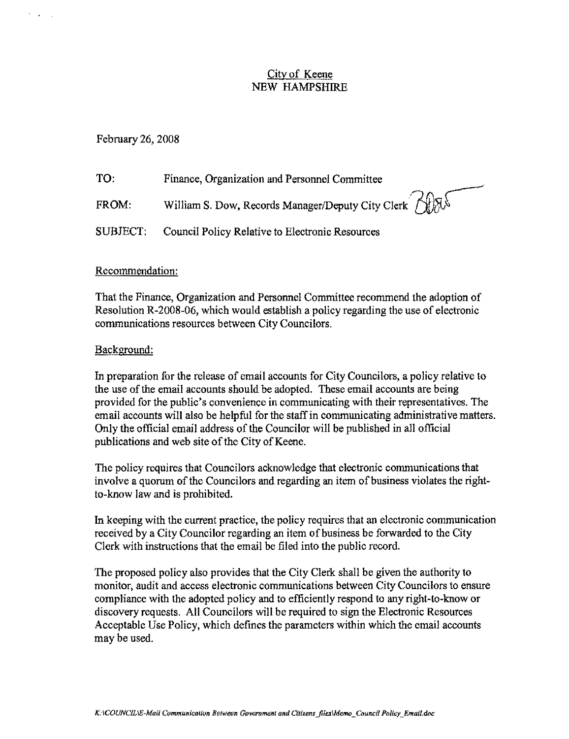City of Keene
NEW HAMPSHIRE

February 26, 2008

TO: Finance, Organization and Personnel Committee

FROM: William S. Dow, Records Manager/Deputy City Clerk

SUBJECT: Council Policy Relative to Electronic Resources

Recommendation:

That the Finance, Organization and Personnel Committee recommend the adoption of Resolution R-2008-06, which would establish a policy regarding the use of electronic communications resources between City Councilors.

Background:

In preparation for the release of email accounts for City Councilors, a policy relative to the use of the email accounts should be adopted. These email accounts are being provided for the public's convenience in communicating with their representatives. The email accounts will also be helpful for the staff in communicating administrative matters. Only the official email address of the Councilor will be published in all official publications and web site of the City of Keene.

The policy requires that Councilors acknowledge that electronic communications that involve a quorum of the Councilors and regarding an item of business violates the right-to-know law and is prohibited.

In keeping with the current practice, the policy requires that an electronic communication received by a City Councilor regarding an item of business be forwarded to the City Clerk with instructions that the email be filed into the public record.

The proposed policy also provides that the City Clerk shall be given the authority to monitor, audit and access electronic communications between City Councilors to ensure compliance with the adopted policy and to efficiently respond to any right-to-know or discovery requests. All Councilors will be required to sign the Electronic Resources Acceptable Use Policy, which defines the parameters within which the email accounts may be used.

K:\COUNCIL\E-Mail Communication Between Government and Citizens_files\Memo_Council Policy_Email.doc